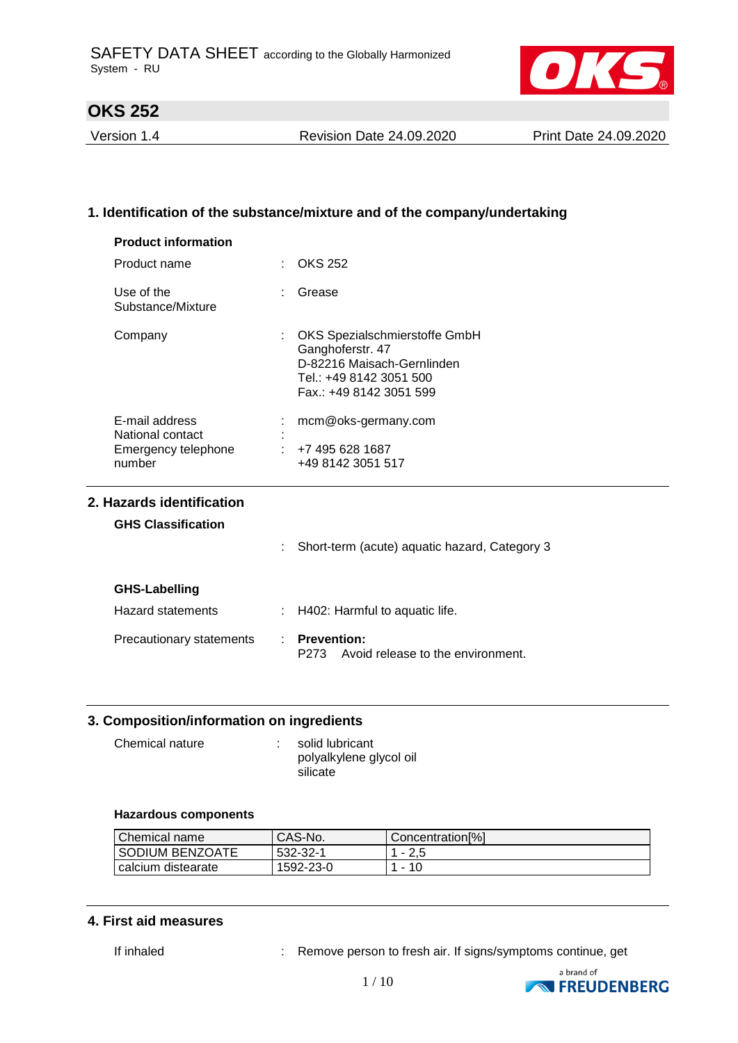SAFETY DATA SHEET according to the Globally Harmonized System - RU

# OKS 252

Version 1.4 | Revision Date 24.09.2020 | Print Date 24.09.2020

## 1. Identification of the substance/mixture and of the company/undertaking

### Product information

Product name : OKS 252

Use of the Substance/Mixture : Grease

Company : OKS Spezialschmierstoffe GmbH
Ganghoferstr. 47
D-82216 Maisach-Gernlinden
Tel.: +49 8142 3051 500
Fax.: +49 8142 3051 599

E-mail address : mcm@oks-germany.com
National contact :
Emergency telephone number : +7 495 628 1687
+49 8142 3051 517

## 2. Hazards identification

### GHS Classification

: Short-term (acute) aquatic hazard, Category 3

### GHS-Labelling

Hazard statements : H402: Harmful to aquatic life.

Precautionary statements : **Prevention:**
P273 Avoid release to the environment.

## 3. Composition/information on ingredients

Chemical nature : solid lubricant
polyalkylene glycol oil
silicate

### Hazardous components

| Chemical name | CAS-No. | Concentration[%] |
|---|---|---|
| SODIUM BENZOATE | 532-32-1 | 1 - 2,5 |
| calcium distearate | 1592-23-0 | 1 - 10 |

## 4. First aid measures

If inhaled : Remove person to fresh air. If signs/symptoms continue, get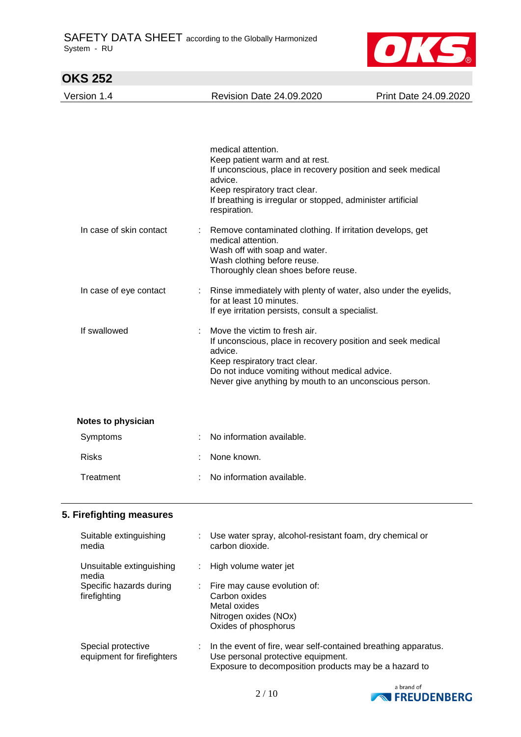medical attention.
Keep patient warm and at rest.
If unconscious, place in recovery position and seek medical advice.
Keep respiratory tract clear.
If breathing is irregular or stopped, administer artificial respiration.

| | | |
|---|---|---|
| In case of skin contact | : | Remove contaminated clothing. If irritation develops, get medical attention.<br>Wash off with soap and water.<br>Wash clothing before reuse.<br>Thoroughly clean shoes before reuse. |
| In case of eye contact | : | Rinse immediately with plenty of water, also under the eyelids, for at least 10 minutes.<br>If eye irritation persists, consult a specialist. |
| If swallowed | : | Move the victim to fresh air.<br>If unconscious, place in recovery position and seek medical advice.<br>Keep respiratory tract clear.<br>Do not induce vomiting without medical advice.<br>Never give anything by mouth to an unconscious person. |

**Notes to physician**

| | | |
|---|---|---|
| Symptoms | : | No information available. |
| Risks | : | None known. |
| Treatment | : | No information available. |

## 5. Firefighting measures

| | | |
|---|---|---|
| Suitable extinguishing media | : | Use water spray, alcohol-resistant foam, dry chemical or carbon dioxide. |
| Unsuitable extinguishing media | : | High volume water jet |
| Specific hazards during firefighting | : | Fire may cause evolution of:<br>Carbon oxides<br>Metal oxides<br>Nitrogen oxides (NOx)<br>Oxides of phosphorus |
| Special protective equipment for firefighters | : | In the event of fire, wear self-contained breathing apparatus.<br>Use personal protective equipment.<br>Exposure to decomposition products may be a hazard to |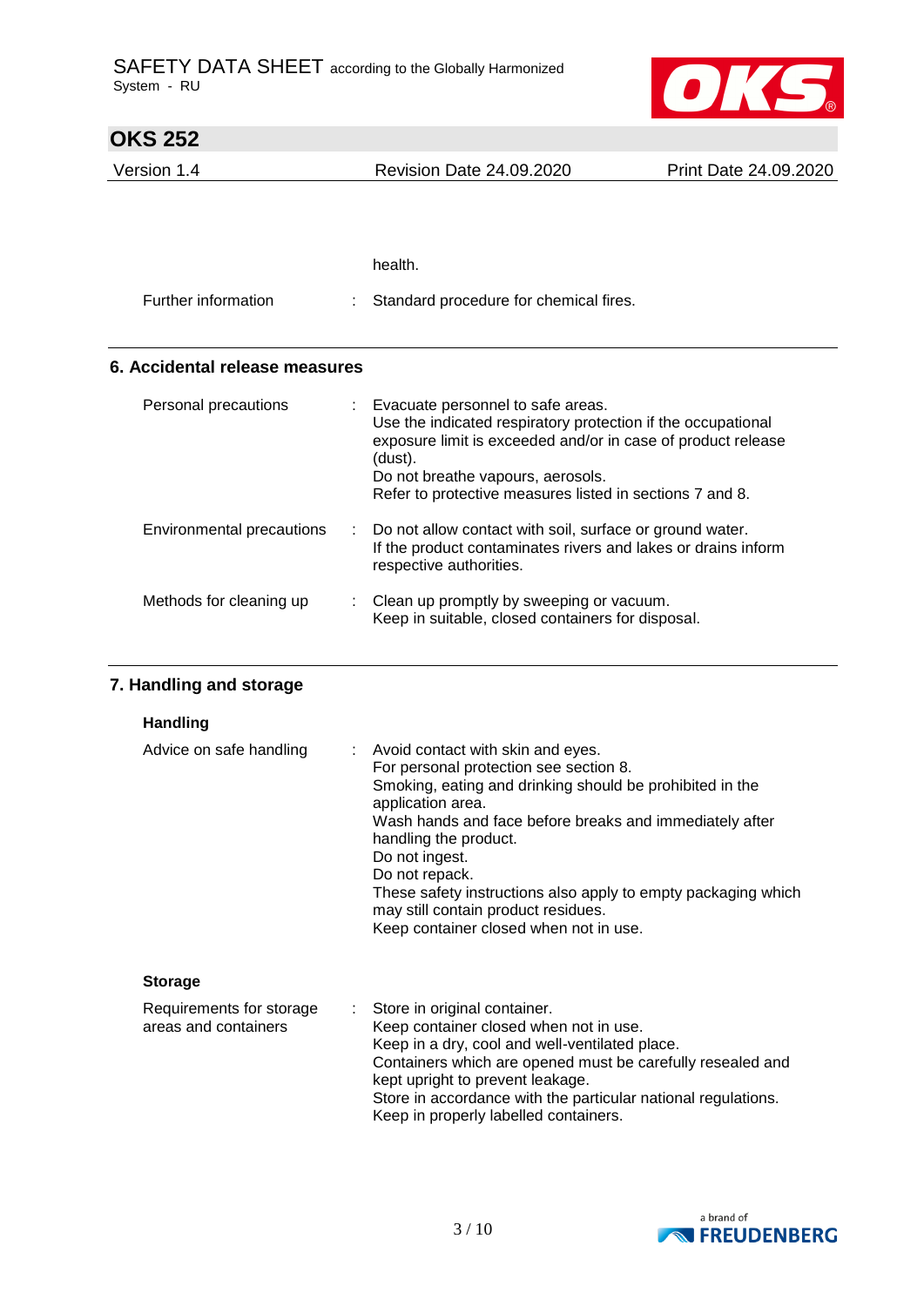health.

Further information : Standard procedure for chemical fires.

## 6. Accidental release measures

Personal precautions : Evacuate personnel to safe areas.
Use the indicated respiratory protection if the occupational exposure limit is exceeded and/or in case of product release (dust).
Do not breathe vapours, aerosols.
Refer to protective measures listed in sections 7 and 8.

Environmental precautions : Do not allow contact with soil, surface or ground water.
If the product contaminates rivers and lakes or drains inform respective authorities.

Methods for cleaning up : Clean up promptly by sweeping or vacuum.
Keep in suitable, closed containers for disposal.

## 7. Handling and storage

### Handling

Advice on safe handling : Avoid contact with skin and eyes.
For personal protection see section 8.
Smoking, eating and drinking should be prohibited in the application area.
Wash hands and face before breaks and immediately after handling the product.
Do not ingest.
Do not repack.
These safety instructions also apply to empty packaging which may still contain product residues.
Keep container closed when not in use.

### Storage

Requirements for storage areas and containers : Store in original container.
Keep container closed when not in use.
Keep in a dry, cool and well-ventilated place.
Containers which are opened must be carefully resealed and kept upright to prevent leakage.
Store in accordance with the particular national regulations.
Keep in properly labelled containers.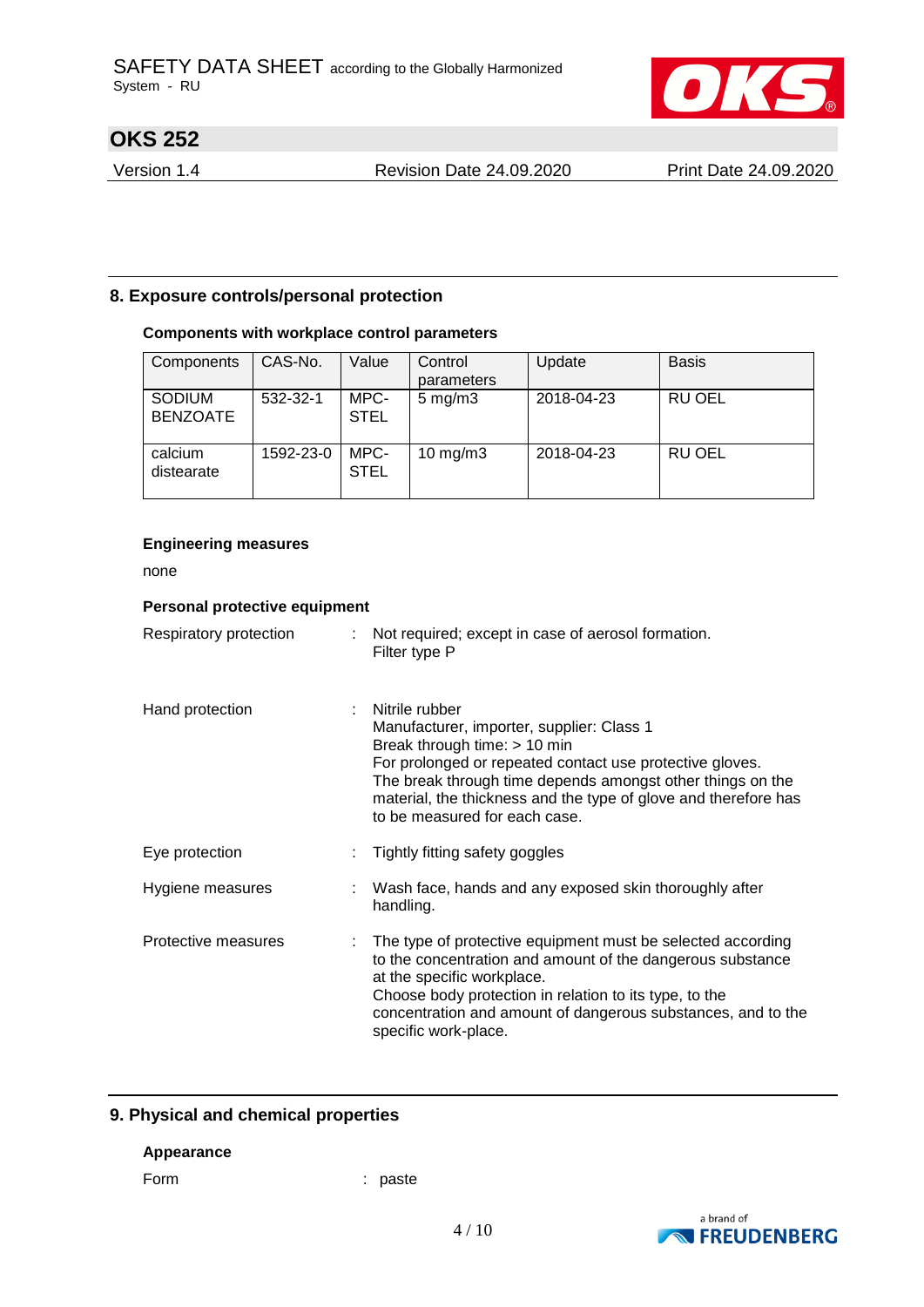## 8. Exposure controls/personal protection

### Components with workplace control parameters

| Components | CAS-No. | Value | Control parameters | Update | Basis |
|---|---|---|---|---|---|
| SODIUM BENZOATE | 532-32-1 | MPC-STEL | 5 mg/m3 | 2018-04-23 | RU OEL |
| calcium distearate | 1592-23-0 | MPC-STEL | 10 mg/m3 | 2018-04-23 | RU OEL |

### Engineering measures

none

### Personal protective equipment

Respiratory protection : Not required; except in case of aerosol formation.
Filter type P

Hand protection : Nitrile rubber
Manufacturer, importer, supplier: Class 1
Break through time: > 10 min
For prolonged or repeated contact use protective gloves.
The break through time depends amongst other things on the material, the thickness and the type of glove and therefore has to be measured for each case.

Eye protection : Tightly fitting safety goggles

Hygiene measures : Wash face, hands and any exposed skin thoroughly after handling.

Protective measures : The type of protective equipment must be selected according to the concentration and amount of the dangerous substance at the specific workplace.
Choose body protection in relation to its type, to the concentration and amount of dangerous substances, and to the specific work-place.

## 9. Physical and chemical properties

### Appearance

Form : paste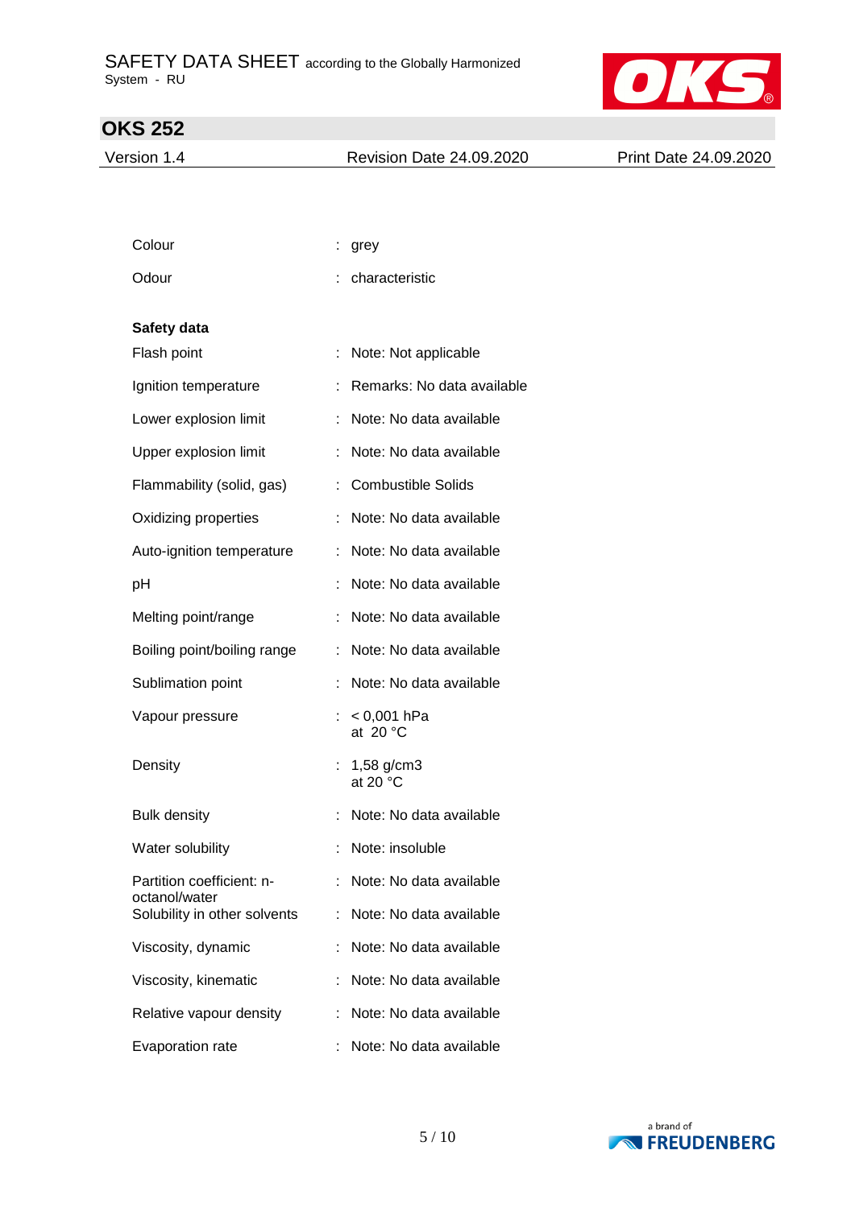| | |
|---|---|
| Colour | : grey |
| Odour | : characteristic |

**Safety data**

| | |
|---|---|
| Flash point | : Note: Not applicable |
| Ignition temperature | : Remarks: No data available |
| Lower explosion limit | : Note: No data available |
| Upper explosion limit | : Note: No data available |
| Flammability (solid, gas) | : Combustible Solids |
| Oxidizing properties | : Note: No data available |
| Auto-ignition temperature | : Note: No data available |
| pH | : Note: No data available |
| Melting point/range | : Note: No data available |
| Boiling point/boiling range | : Note: No data available |
| Sublimation point | : Note: No data available |
| Vapour pressure | : < 0,001 hPa at 20 °C |
| Density | : 1,58 g/cm3 at 20 °C |
| Bulk density | : Note: No data available |
| Water solubility | : Note: insoluble |
| Partition coefficient: n-octanol/water | : Note: No data available |
| Solubility in other solvents | : Note: No data available |
| Viscosity, dynamic | : Note: No data available |
| Viscosity, kinematic | : Note: No data available |
| Relative vapour density | : Note: No data available |
| Evaporation rate | : Note: No data available |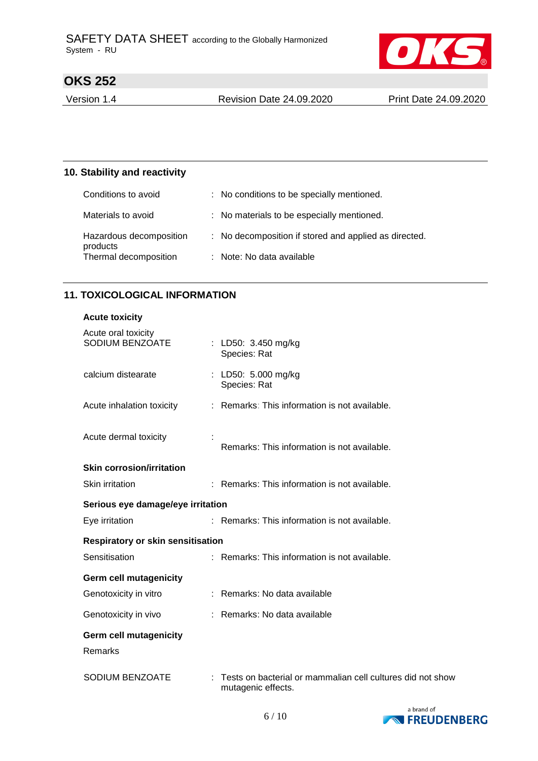## 10. Stability and reactivity

| | |
|---|---|
| Conditions to avoid | : No conditions to be specially mentioned. |
| Materials to avoid | : No materials to be especially mentioned. |
| Hazardous decomposition products | : No decomposition if stored and applied as directed. |
| Thermal decomposition | : Note: No data available |

## 11. TOXICOLOGICAL INFORMATION

**Acute toxicity**

| | |
|---|---|
| Acute oral toxicity<br>SODIUM BENZOATE | : LD50: 3.450 mg/kg<br>Species: Rat |
| calcium distearate | : LD50: 5.000 mg/kg<br>Species: Rat |
| Acute inhalation toxicity | : Remarks: This information is not available. |
| Acute dermal toxicity | : Remarks: This information is not available. |

**Skin corrosion/irritation**

| | |
|---|---|
| Skin irritation | : Remarks: This information is not available. |

**Serious eye damage/eye irritation**

| | |
|---|---|
| Eye irritation | : Remarks: This information is not available. |

**Respiratory or skin sensitisation**

| | |
|---|---|
| Sensitisation | : Remarks: This information is not available. |

**Germ cell mutagenicity**

| | |
|---|---|
| Genotoxicity in vitro | : Remarks: No data available |
| Genotoxicity in vivo | : Remarks: No data available |

**Germ cell mutagenicity**

Remarks

| | |
|---|---|
| SODIUM BENZOATE | : Tests on bacterial or mammalian cell cultures did not show mutagenic effects. |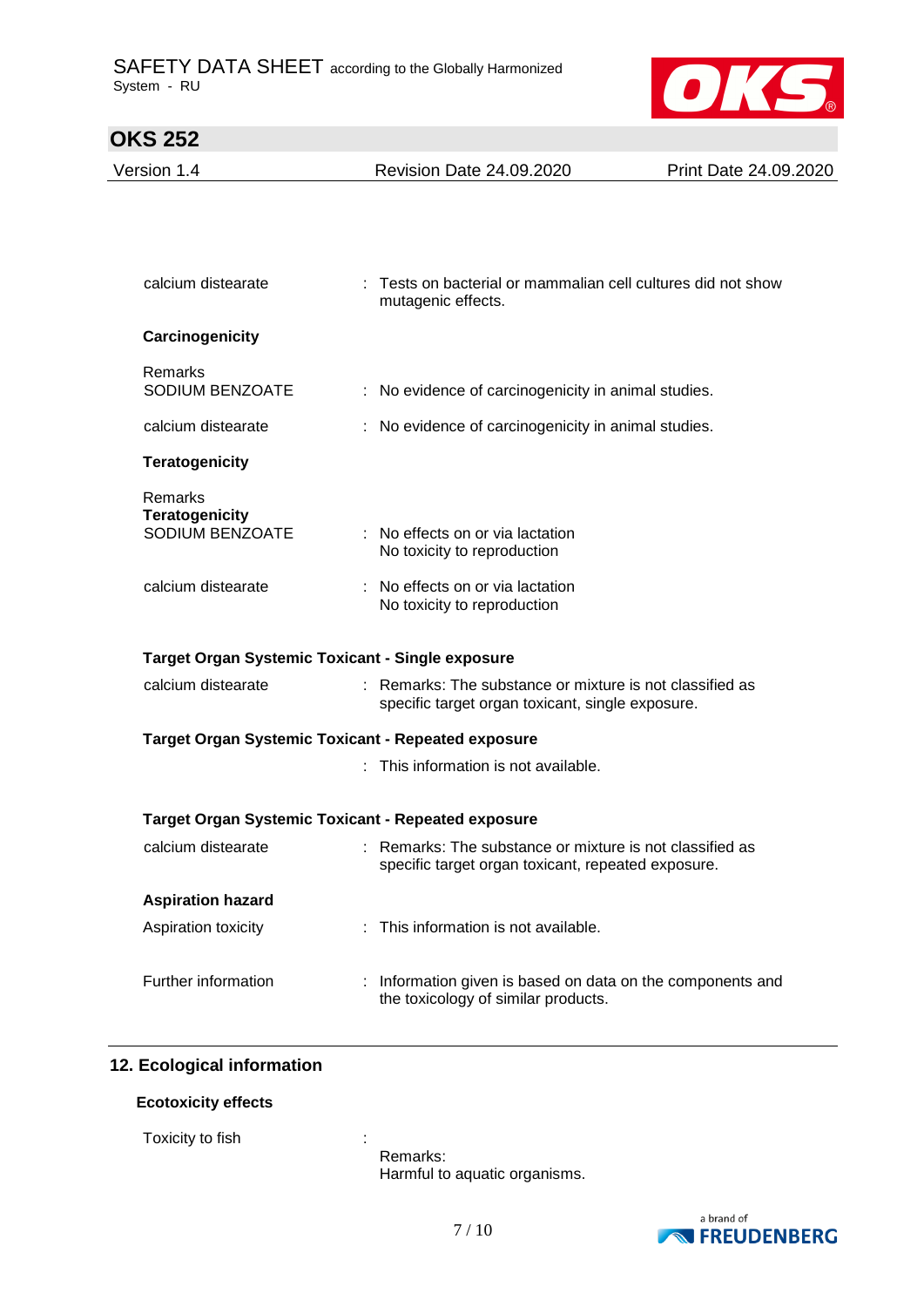| | | |
|---|---|---|
| calcium distearate | : | Tests on bacterial or mammalian cell cultures did not show mutagenic effects. |

**Carcinogenicity**

| | | |
|---|---|---|
| Remarks<br>SODIUM BENZOATE | : | No evidence of carcinogenicity in animal studies. |
| calcium distearate | : | No evidence of carcinogenicity in animal studies. |

**Teratogenicity**

| | | |
|---|---|---|
| Remarks<br>**Teratogenicity**<br>SODIUM BENZOATE | : | No effects on or via lactation<br>No toxicity to reproduction |
| calcium distearate | : | No effects on or via lactation<br>No toxicity to reproduction |

**Target Organ Systemic Toxicant - Single exposure**

| | | |
|---|---|---|
| calcium distearate | : | Remarks: The substance or mixture is not classified as specific target organ toxicant, single exposure. |

**Target Organ Systemic Toxicant - Repeated exposure**

: This information is not available.

**Target Organ Systemic Toxicant - Repeated exposure**

| | | |
|---|---|---|
| calcium distearate | : | Remarks: The substance or mixture is not classified as specific target organ toxicant, repeated exposure. |

**Aspiration hazard**

| | | |
|---|---|---|
| Aspiration toxicity | : | This information is not available. |
| Further information | : | Information given is based on data on the components and the toxicology of similar products. |

## 12. Ecological information

**Ecotoxicity effects**

| | | |
|---|---|---|
| Toxicity to fish | : | Remarks:<br>Harmful to aquatic organisms. |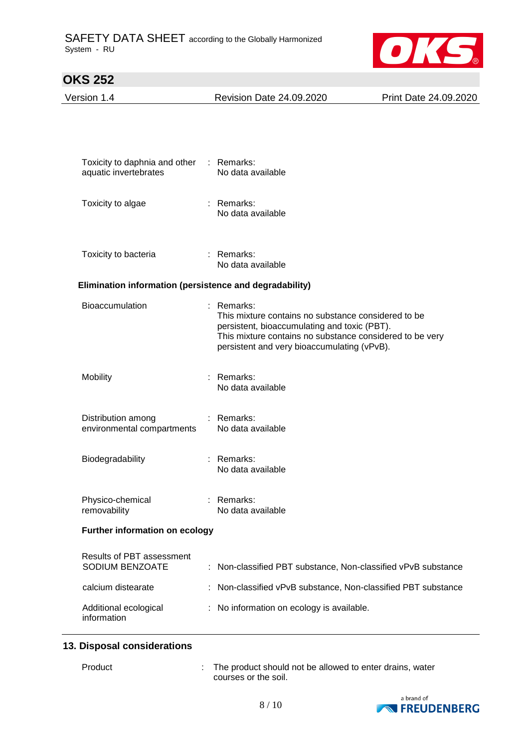| | | |
|---|---|---|
| Toxicity to daphnia and other aquatic invertebrates | : | Remarks:<br>No data available |
| Toxicity to algae | : | Remarks:<br>No data available |
| Toxicity to bacteria | : | Remarks:<br>No data available |

**Elimination information (persistence and degradability)**

| | | |
|---|---|---|
| Bioaccumulation | : | Remarks:<br>This mixture contains no substance considered to be persistent, bioaccumulating and toxic (PBT).<br>This mixture contains no substance considered to be very persistent and very bioaccumulating (vPvB). |
| Mobility | : | Remarks:<br>No data available |
| Distribution among environmental compartments | : | Remarks:<br>No data available |
| Biodegradability | : | Remarks:<br>No data available |
| Physico-chemical removability | : | Remarks:<br>No data available |

**Further information on ecology**

| | | |
|---|---|---|
| Results of PBT assessment<br>SODIUM BENZOATE | : | Non-classified PBT substance, Non-classified vPvB substance |
| calcium distearate | : | Non-classified vPvB substance, Non-classified PBT substance |
| Additional ecological information | : | No information on ecology is available. |

## 13. Disposal considerations

| | | |
|---|---|---|
| Product | : | The product should not be allowed to enter drains, water courses or the soil. |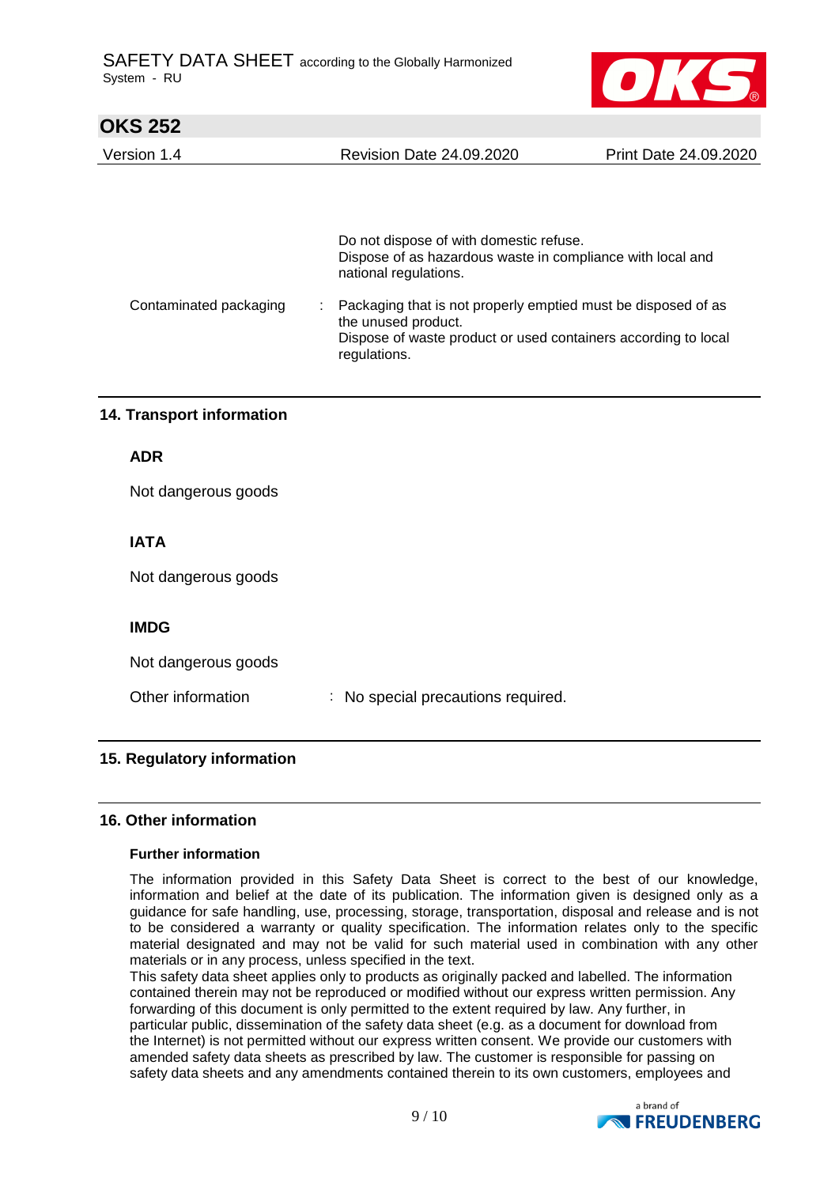Do not dispose of with domestic refuse.
Dispose of as hazardous waste in compliance with local and national regulations.

Contaminated packaging : Packaging that is not properly emptied must be disposed of as the unused product.
Dispose of waste product or used containers according to local regulations.

## 14. Transport information

**ADR**

Not dangerous goods

**IATA**

Not dangerous goods

**IMDG**

Not dangerous goods

Other information : No special precautions required.

## 15. Regulatory information

## 16. Other information

**Further information**

The information provided in this Safety Data Sheet is correct to the best of our knowledge, information and belief at the date of its publication. The information given is designed only as a guidance for safe handling, use, processing, storage, transportation, disposal and release and is not to be considered a warranty or quality specification. The information relates only to the specific material designated and may not be valid for such material used in combination with any other materials or in any process, unless specified in the text.
This safety data sheet applies only to products as originally packed and labelled. The information contained therein may not be reproduced or modified without our express written permission. Any forwarding of this document is only permitted to the extent required by law. Any further, in particular public, dissemination of the safety data sheet (e.g. as a document for download from the Internet) is not permitted without our express written consent. We provide our customers with amended safety data sheets as prescribed by law. The customer is responsible for passing on safety data sheets and any amendments contained therein to its own customers, employees and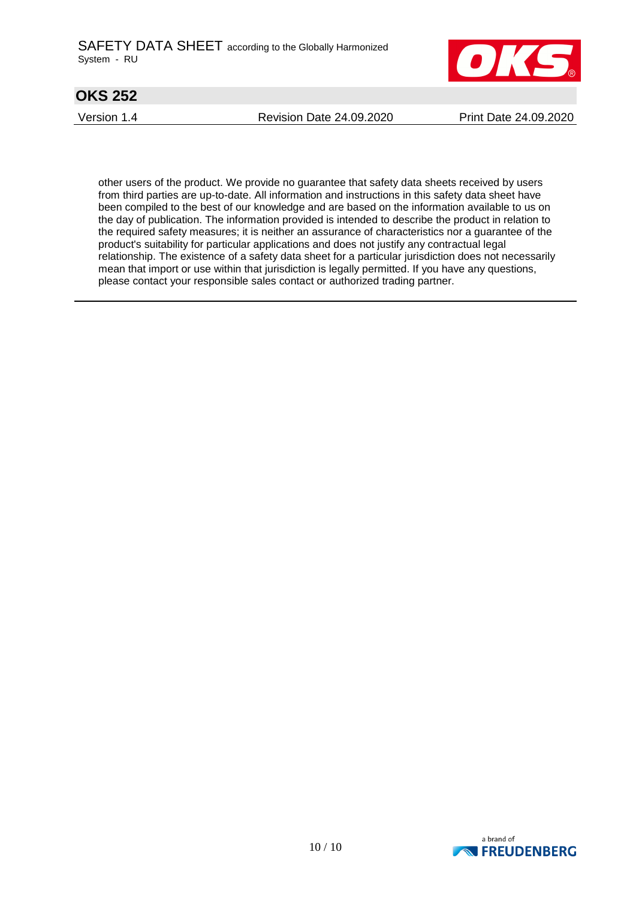other users of the product. We provide no guarantee that safety data sheets received by users from third parties are up-to-date. All information and instructions in this safety data sheet have been compiled to the best of our knowledge and are based on the information available to us on the day of publication. The information provided is intended to describe the product in relation to the required safety measures; it is neither an assurance of characteristics nor a guarantee of the product's suitability for particular applications and does not justify any contractual legal relationship. The existence of a safety data sheet for a particular jurisdiction does not necessarily mean that import or use within that jurisdiction is legally permitted. If you have any questions, please contact your responsible sales contact or authorized trading partner.